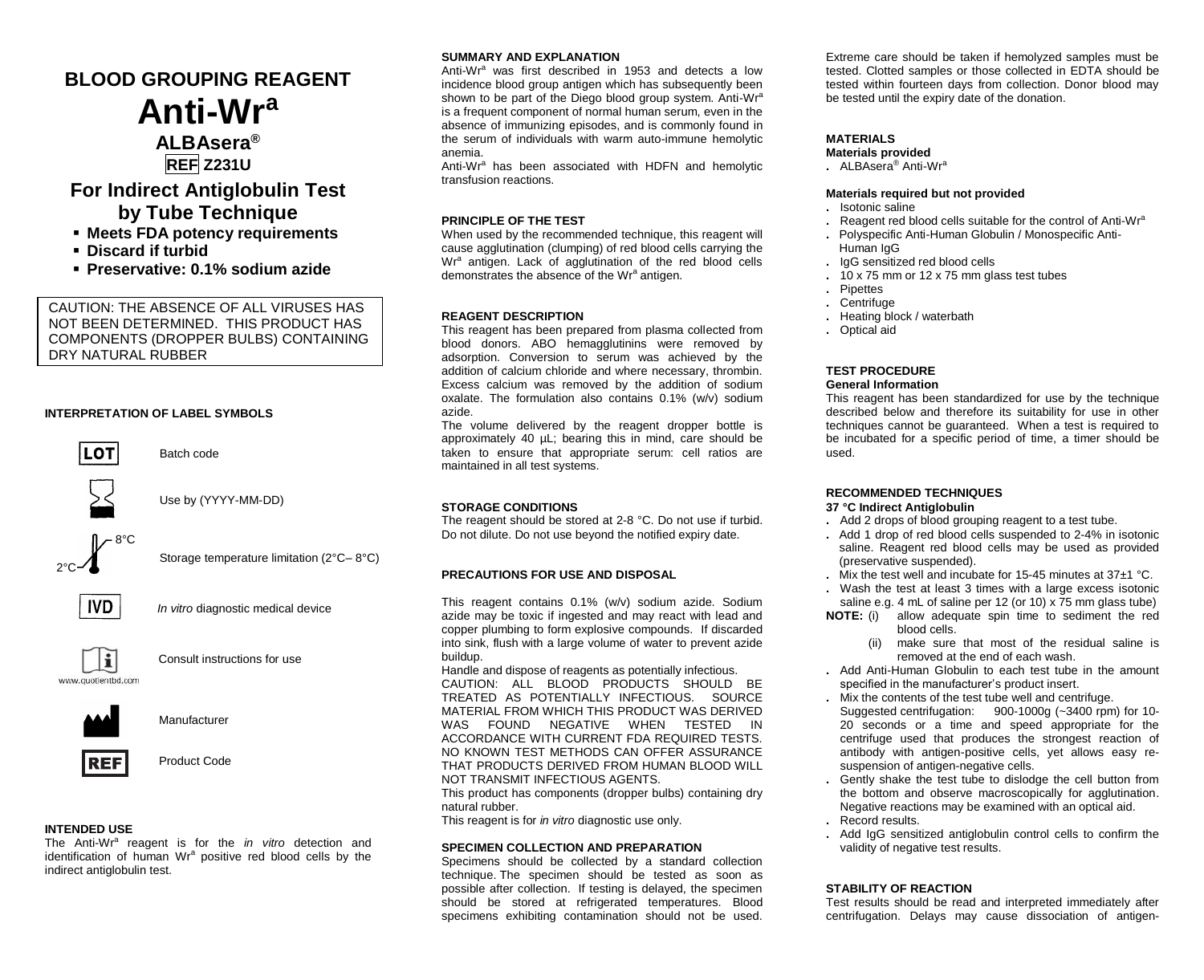# BLOOD GROUPING REAGENT

# Anti-Wr[a]

## ALBAsera®

**REF Z231U**

## For Indirect Antiglobulin Test by Tube Technique

- **Meets FDA potency requirements**
- **Discard if turbid**
- **Preservative: 0.1% sodium azide**

CAUTION: THE ABSENCE OF ALL VIRUSES HAS NOT BEEN DETERMINED. THIS PRODUCT HAS COMPONENTS (DROPPER BULBS) CONTAINING DRY NATURAL RUBBER

### INTERPRETATION OF LABEL SYMBOLS

| Symbol | Meaning |
| --- | --- |
| LOT | Batch code |
| (hourglass) | Use by (YYYY-MM-DD) |
| 2°C – 8°C | Storage temperature limitation (2°C– 8°C) |
| IVD | *In vitro* diagnostic medical device |
| (i) www.quotientbd.com | Consult instructions for use |
| (factory) | Manufacturer |
| REF | Product Code |

### INTENDED USE

The Anti-Wr[a] reagent is for the *in vitro* detection and identification of human Wr[a] positive red blood cells by the indirect antiglobulin test.

### SUMMARY AND EXPLANATION

Anti-Wr[a] was first described in 1953 and detects a low incidence blood group antigen which has subsequently been shown to be part of the Diego blood group system. Anti-Wr[a] is a frequent component of normal human serum, even in the absence of immunizing episodes, and is commonly found in the serum of individuals with warm auto-immune hemolytic anemia.

Anti-Wr[a] has been associated with HDFN and hemolytic transfusion reactions.

### PRINCIPLE OF THE TEST

When used by the recommended technique, this reagent will cause agglutination (clumping) of red blood cells carrying the Wr[a] antigen. Lack of agglutination of the red blood cells demonstrates the absence of the Wr[a] antigen.

### REAGENT DESCRIPTION

This reagent has been prepared from plasma collected from blood donors. ABO hemagglutinins were removed by adsorption. Conversion to serum was achieved by the addition of calcium chloride and where necessary, thrombin. Excess calcium was removed by the addition of sodium oxalate. The formulation also contains 0.1% (w/v) sodium azide.

The volume delivered by the reagent dropper bottle is approximately 40 µL; bearing this in mind, care should be taken to ensure that appropriate serum: cell ratios are maintained in all test systems.

### STORAGE CONDITIONS

The reagent should be stored at 2-8 °C. Do not use if turbid. Do not dilute. Do not use beyond the notified expiry date.

### PRECAUTIONS FOR USE AND DISPOSAL

This reagent contains 0.1% (w/v) sodium azide. Sodium azide may be toxic if ingested and may react with lead and copper plumbing to form explosive compounds. If discarded into sink, flush with a large volume of water to prevent azide buildup.

Handle and dispose of reagents as potentially infectious.

CAUTION: ALL BLOOD PRODUCTS SHOULD BE TREATED AS POTENTIALLY INFECTIOUS. SOURCE MATERIAL FROM WHICH THIS PRODUCT WAS DERIVED WAS FOUND NEGATIVE WHEN TESTED IN ACCORDANCE WITH CURRENT FDA REQUIRED TESTS. NO KNOWN TEST METHODS CAN OFFER ASSURANCE THAT PRODUCTS DERIVED FROM HUMAN BLOOD WILL NOT TRANSMIT INFECTIOUS AGENTS.

This product has components (dropper bulbs) containing dry natural rubber.

This reagent is for *in vitro* diagnostic use only.

### SPECIMEN COLLECTION AND PREPARATION

Specimens should be collected by a standard collection technique. The specimen should be tested as soon as possible after collection. If testing is delayed, the specimen should be stored at refrigerated temperatures. Blood specimens exhibiting contamination should not be used. Extreme care should be taken if hemolyzed samples must be tested. Clotted samples or those collected in EDTA should be tested within fourteen days from collection. Donor blood may be tested until the expiry date of the donation.

### MATERIALS

**Materials provided**

- ALBAsera® Anti-Wr[a]

**Materials required but not provided**

- Isotonic saline
- Reagent red blood cells suitable for the control of Anti-Wr[a]
- Polyspecific Anti-Human Globulin / Monospecific Anti-Human IgG
- IgG sensitized red blood cells
- 10 x 75 mm or 12 x 75 mm glass test tubes
- Pipettes
- Centrifuge
- Heating block / waterbath
- Optical aid

### TEST PROCEDURE

**General Information**

This reagent has been standardized for use by the technique described below and therefore its suitability for use in other techniques cannot be guaranteed. When a test is required to be incubated for a specific period of time, a timer should be used.

### RECOMMENDED TECHNIQUES

**37 °C Indirect Antiglobulin**

- Add 2 drops of blood grouping reagent to a test tube.
- Add 1 drop of red blood cells suspended to 2-4% in isotonic saline. Reagent red blood cells may be used as provided (preservative suspended).
- Mix the test well and incubate for 15-45 minutes at 37±1 °C.
- Wash the test at least 3 times with a large excess isotonic saline e.g. 4 mL of saline per 12 (or 10) x 75 mm glass tube)

**NOTE:** (i) allow adequate spin time to sediment the red blood cells.
(ii) make sure that most of the residual saline is removed at the end of each wash.

- Add Anti-Human Globulin to each test tube in the amount specified in the manufacturer's product insert.
- Mix the contents of the test tube well and centrifuge. Suggested centrifugation: 900-1000g (~3400 rpm) for 10-20 seconds or a time and speed appropriate for the centrifuge used that produces the strongest reaction of antibody with antigen-positive cells, yet allows easy re-suspension of antigen-negative cells.
- Gently shake the test tube to dislodge the cell button from the bottom and observe macroscopically for agglutination. Negative reactions may be examined with an optical aid.
- Record results.
- Add IgG sensitized antiglobulin control cells to confirm the validity of negative test results.

### STABILITY OF REACTION

Test results should be read and interpreted immediately after centrifugation. Delays may cause dissociation of antigen-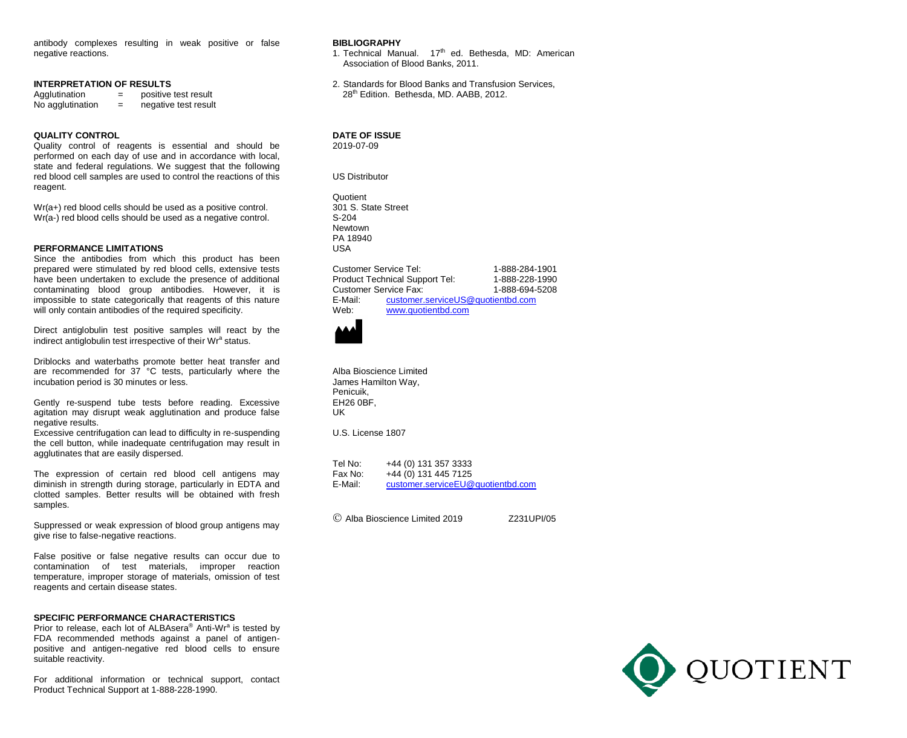antibody complexes resulting in weak positive or false negative reactions.

### INTERPRETATION OF RESULTS

| | | |
|---|---|---|
| Agglutination | = | positive test result |
| No agglutination | = | negative test result |

### QUALITY CONTROL

Quality control of reagents is essential and should be performed on each day of use and in accordance with local, state and federal regulations. We suggest that the following red blood cell samples are used to control the reactions of this reagent.

Wr(a+) red blood cells should be used as a positive control.
Wr(a-) red blood cells should be used as a negative control.

### PERFORMANCE LIMITATIONS

Since the antibodies from which this product has been prepared were stimulated by red blood cells, extensive tests have been undertaken to exclude the presence of additional contaminating blood group antibodies. However, it is impossible to state categorically that reagents of this nature will only contain antibodies of the required specificity.

Direct antiglobulin test positive samples will react by the indirect antiglobulin test irrespective of their Wr[a] status.

Driblocks and waterbaths promote better heat transfer and are recommended for 37 °C tests, particularly where the incubation period is 30 minutes or less.

Gently re-suspend tube tests before reading. Excessive agitation may disrupt weak agglutination and produce false negative results.
Excessive centrifugation can lead to difficulty in re-suspending the cell button, while inadequate centrifugation may result in agglutinates that are easily dispersed.

The expression of certain red blood cell antigens may diminish in strength during storage, particularly in EDTA and clotted samples. Better results will be obtained with fresh samples.

Suppressed or weak expression of blood group antigens may give rise to false-negative reactions.

False positive or false negative results can occur due to contamination of test materials, improper reaction temperature, improper storage of materials, omission of test reagents and certain disease states.

### SPECIFIC PERFORMANCE CHARACTERISTICS

Prior to release, each lot of ALBAsera® Anti-Wr[a] is tested by FDA recommended methods against a panel of antigen-positive and antigen-negative red blood cells to ensure suitable reactivity.

For additional information or technical support, contact Product Technical Support at 1-888-228-1990.

### BIBLIOGRAPHY

1. Technical Manual. 17th ed. Bethesda, MD: American Association of Blood Banks, 2011.
2. Standards for Blood Banks and Transfusion Services, 28th Edition. Bethesda, MD. AABB, 2012.

### DATE OF ISSUE

2019-07-09

US Distributor

Quotient
301 S. State Street
S-204
Newtown
PA 18940
USA

| | |
|---|---|
| Customer Service Tel: | 1-888-284-1901 |
| Product Technical Support Tel: | 1-888-228-1990 |
| Customer Service Fax: | 1-888-694-5208 |
| E-Mail: | customer.serviceUS@quotientbd.com |
| Web: | www.quotientbd.com |

Alba Bioscience Limited
James Hamilton Way,
Penicuik,
EH26 0BF,
UK

U.S. License 1807

| | |
|---|---|
| Tel No: | +44 (0) 131 357 3333 |
| Fax No: | +44 (0) 131 445 7125 |
| E-Mail: | customer.serviceEU@quotientbd.com |

© Alba Bioscience Limited 2019 Z231UPI/05

QUOTIENT